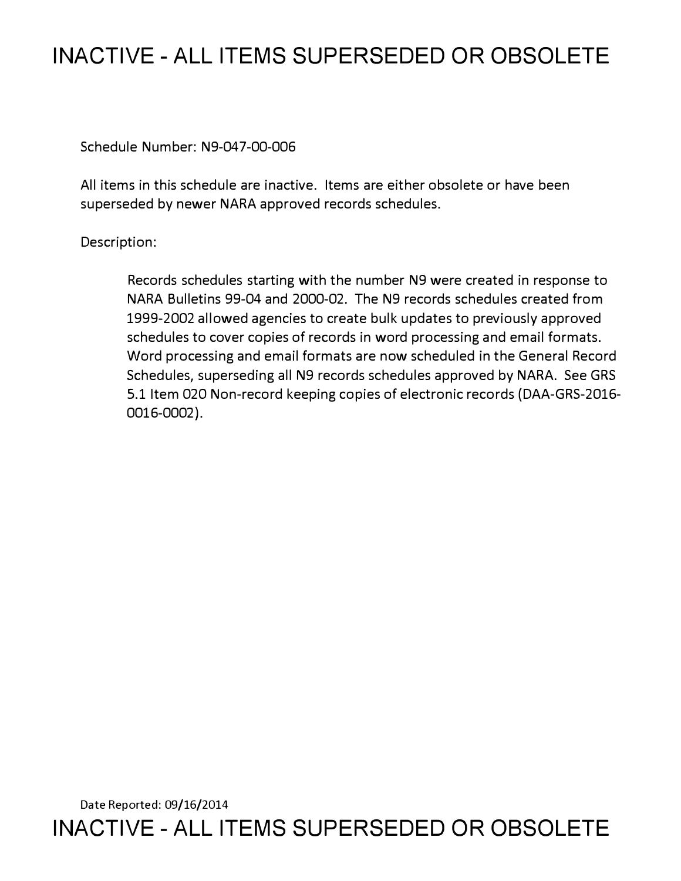# INACTIVE - ALL ITEMS SUPERSEDED OR OBSOLETE

Schedule Number: N9-047-00-006

All items in this schedule are inactive. Items are either obsolete or have been superseded by newer NARA approved records schedules.

Description:

> Records schedules starting with the number N9 were created in response to NARA Bulletins 99-04 and 2000-02. The N9 records schedules created from 1999-2002 allowed agencies to create bulk updates to previously approved schedules to cover copies of records in word processing and email formats. Word processing and email formats are now scheduled in the General Record Schedules, superseding all N9 records schedules approved by NARA. See GRS 5.1 Item 020 Non-record keeping copies of electronic records (DAA-GRS-2016-0016-0002).

Date Reported: 09/16/2014

# INACTIVE - ALL ITEMS SUPERSEDED OR OBSOLETE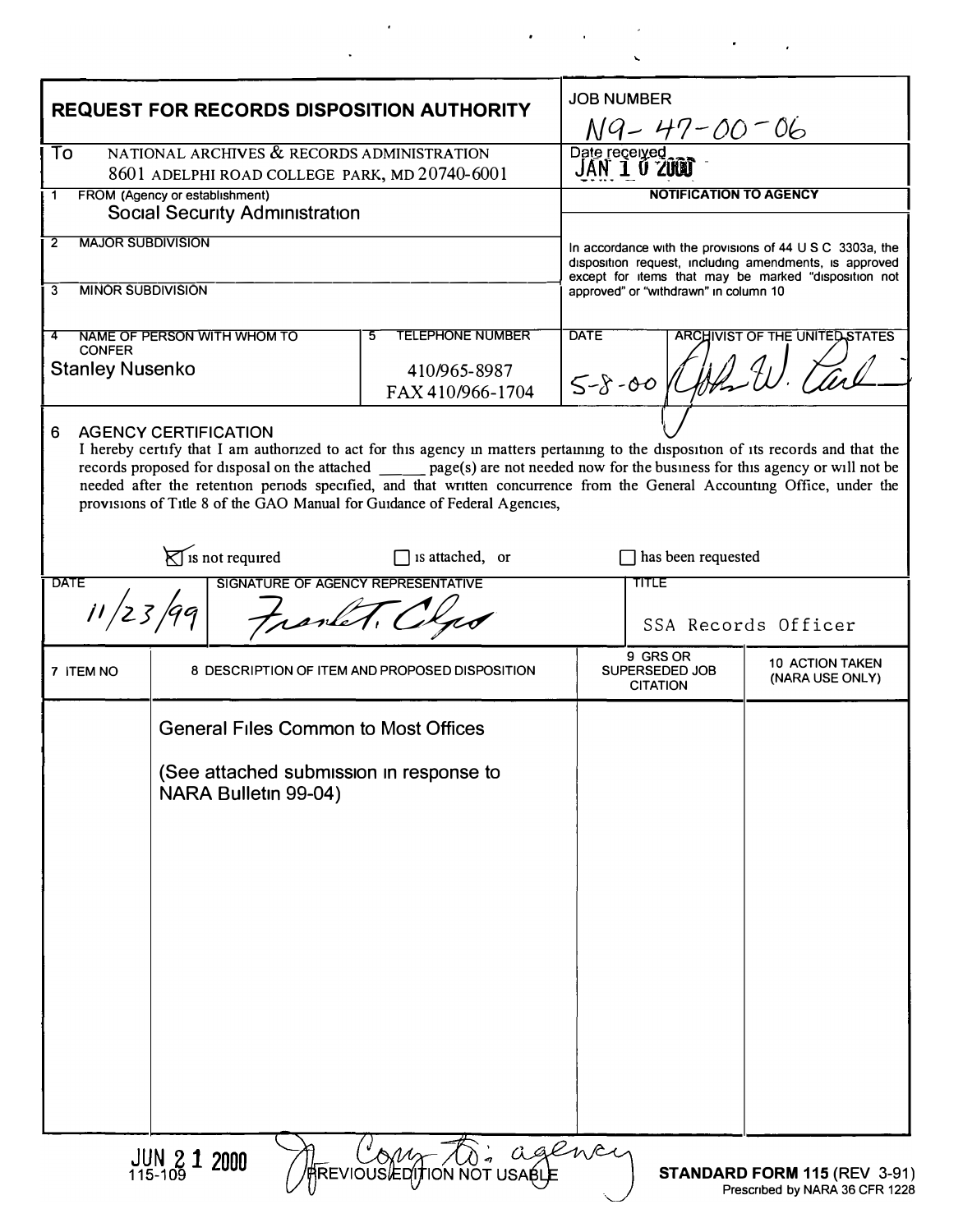# REQUEST FOR RECORDS DISPOSITION AUTHORITY

**JOB NUMBER:** N9-47-00-06

**To:** NATIONAL ARCHIVES & RECORDS ADMINISTRATION
8601 ADELPHI ROAD COLLEGE PARK, MD 20740-6001

**Date received:** JAN 10 2000

**1 FROM (Agency or establishment):** Social Security Administration

**2 MAJOR SUBDIVISION:**

**3 MINOR SUBDIVISION:**

**4 NAME OF PERSON WITH WHOM TO CONFER:** Stanley Nusenko

**5 TELEPHONE NUMBER:** 410/965-8987
FAX 410/966-1704

**NOTIFICATION TO AGENCY**

In accordance with the provisions of 44 U S C 3303a, the disposition request, including amendments, is approved except for items that may be marked "disposition not approved" or "withdrawn" in column 10

**DATE:** 5-8-00

**ARCHIVIST OF THE UNITED STATES:** [signature]

**6 AGENCY CERTIFICATION**

I hereby certify that I am authorized to act for this agency in matters pertaining to the disposition of its records and that the records proposed for disposal on the attached ______ page(s) are not needed now for the business for this agency or will not be needed after the retention periods specified, and that written concurrence from the General Accounting Office, under the provisions of Title 8 of the GAO Manual for Guidance of Federal Agencies,

☒ is not required ☐ is attached, or ☐ has been requested

| DATE | SIGNATURE OF AGENCY REPRESENTATIVE | TITLE |
|---|---|---|
| 11/23/99 | [signature] | SSA Records Officer |

| 7 ITEM NO | 8 DESCRIPTION OF ITEM AND PROPOSED DISPOSITION | 9 GRS OR SUPERSEDED JOB CITATION | 10 ACTION TAKEN (NARA USE ONLY) |
|---|---|---|---|
| | General Files Common to Most Offices<br><br>(See attached submission in response to NARA Bulletin 99-04) | | |

JUN 21 2000

Copy to agency

115-109 PREVIOUS EDITION NOT USABLE

**STANDARD FORM 115** (REV 3-91)
Prescribed by NARA 36 CFR 1228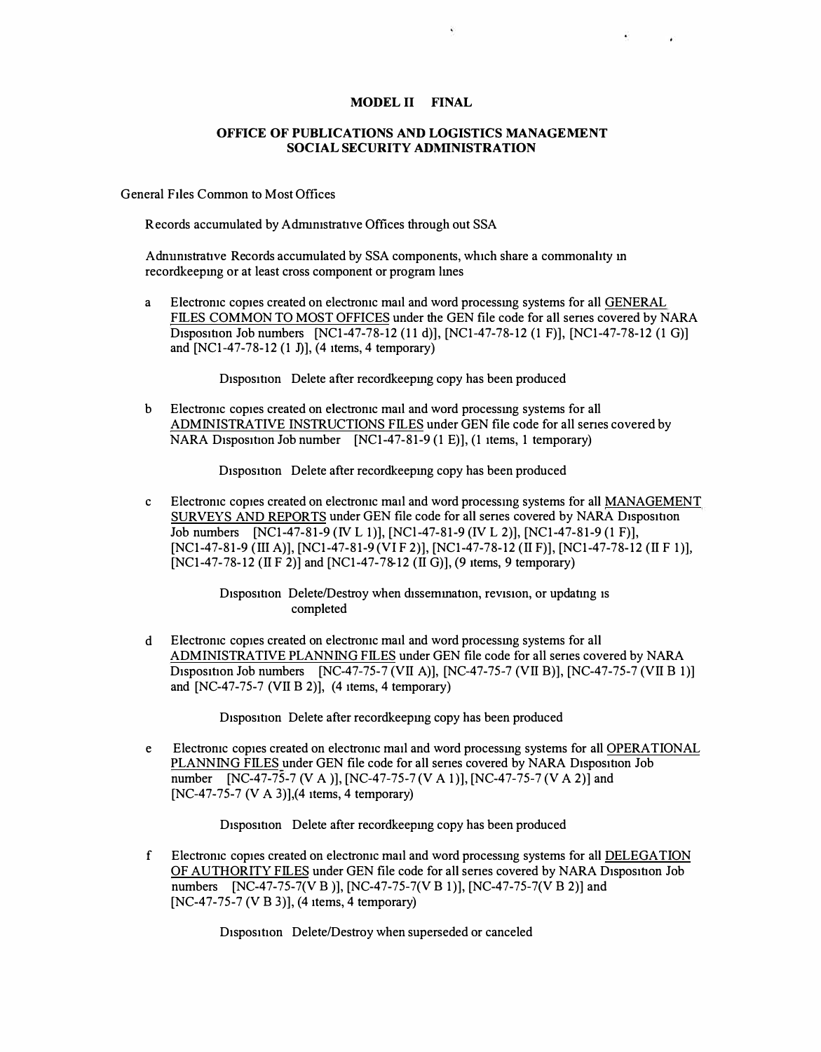**MODEL II FINAL**

**OFFICE OF PUBLICATIONS AND LOGISTICS MANAGEMENT**
**SOCIAL SECURITY ADMINISTRATION**

General Files Common to Most Offices

Records accumulated by Administrative Offices through out SSA

Administrative Records accumulated by SSA components, which share a commonality in recordkeeping or at least cross component or program lines

a Electronic copies created on electronic mail and word processing systems for all GENERAL FILES COMMON TO MOST OFFICES under the GEN file code for all series covered by NARA Disposition Job numbers [NC1-47-78-12 (11 d)], [NC1-47-78-12 (1 F)], [NC1-47-78-12 (1 G)] and [NC1-47-78-12 (1 J)], (4 items, 4 temporary)

Disposition Delete after recordkeeping copy has been produced

b Electronic copies created on electronic mail and word processing systems for all ADMINISTRATIVE INSTRUCTIONS FILES under GEN file code for all series covered by NARA Disposition Job number [NC1-47-81-9 (1 E)], (1 items, 1 temporary)

Disposition Delete after recordkeeping copy has been produced

c Electronic copies created on electronic mail and word processing systems for all MANAGEMENT SURVEYS AND REPORTS under GEN file code for all series covered by NARA Disposition Job numbers [NC1-47-81-9 (IV L 1)], [NC1-47-81-9 (IV L 2)], [NC1-47-81-9 (1 F)], [NC1-47-81-9 (III A)], [NC1-47-81-9 (VI F 2)], [NC1-47-78-12 (II F)], [NC1-47-78-12 (II F 1)], [NC1-47-78-12 (II F 2)] and [NC1-47-78-12 (II G)], (9 items, 9 temporary)

Disposition Delete/Destroy when dissemination, revision, or updating is completed

d Electronic copies created on electronic mail and word processing systems for all ADMINISTRATIVE PLANNING FILES under GEN file code for all series covered by NARA Disposition Job numbers [NC-47-75-7 (VII A)], [NC-47-75-7 (VII B)], [NC-47-75-7 (VII B 1)] and [NC-47-75-7 (VII B 2)], (4 items, 4 temporary)

Disposition Delete after recordkeeping copy has been produced

e Electronic copies created on electronic mail and word processing systems for all OPERATIONAL PLANNING FILES under GEN file code for all series covered by NARA Disposition Job number [NC-47-75-7 (V A )], [NC-47-75-7 (V A 1)], [NC-47-75-7 (V A 2)] and [NC-47-75-7 (V A 3)],(4 items, 4 temporary)

Disposition Delete after recordkeeping copy has been produced

f Electronic copies created on electronic mail and word processing systems for all DELEGATION OF AUTHORITY FILES under GEN file code for all series covered by NARA Disposition Job numbers [NC-47-75-7(V B )], [NC-47-75-7(V B 1)], [NC-47-75-7(V B 2)] and [NC-47-75-7 (V B 3)], (4 items, 4 temporary)

Disposition Delete/Destroy when superseded or canceled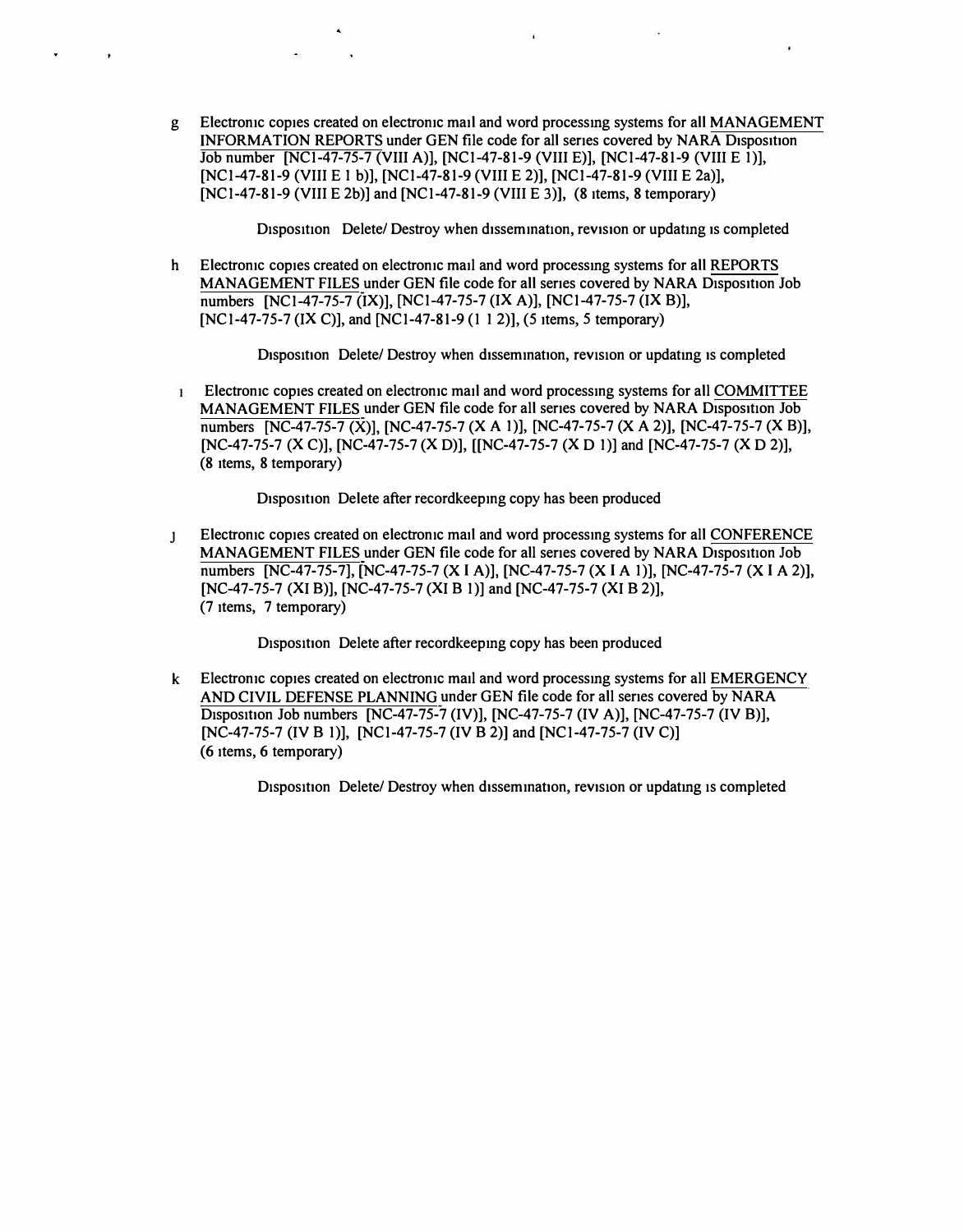g Electronic copies created on electronic mail and word processing systems for all MANAGEMENT INFORMATION REPORTS under GEN file code for all series covered by NARA Disposition Job number [NC1-47-75-7 (VIII A)], [NC1-47-81-9 (VIII E)], [NC1-47-81-9 (VIII E 1)], [NC1-47-81-9 (VIII E 1 b)], [NC1-47-81-9 (VIII E 2)], [NC1-47-81-9 (VIII E 2a)], [NC1-47-81-9 (VIII E 2b)] and [NC1-47-81-9 (VIII E 3)], (8 items, 8 temporary)

Disposition Delete/ Destroy when dissemination, revision or updating is completed

h Electronic copies created on electronic mail and word processing systems for all REPORTS MANAGEMENT FILES under GEN file code for all series covered by NARA Disposition Job numbers [NC1-47-75-7 (IX)], [NC1-47-75-7 (IX A)], [NC1-47-75-7 (IX B)], [NC1-47-75-7 (IX C)], and [NC1-47-81-9 (1 1 2)], (5 items, 5 temporary)

Disposition Delete/ Destroy when dissemination, revision or updating is completed

i Electronic copies created on electronic mail and word processing systems for all COMMITTEE MANAGEMENT FILES under GEN file code for all series covered by NARA Disposition Job numbers [NC-47-75-7 (X)], [NC-47-75-7 (X A 1)], [NC-47-75-7 (X A 2)], [NC-47-75-7 (X B)], [NC-47-75-7 (X C)], [NC-47-75-7 (X D)], [[NC-47-75-7 (X D 1)] and [NC-47-75-7 (X D 2)], (8 items, 8 temporary)

Disposition Delete after recordkeeping copy has been produced

j Electronic copies created on electronic mail and word processing systems for all CONFERENCE MANAGEMENT FILES under GEN file code for all series covered by NARA Disposition Job numbers [NC-47-75-7], [NC-47-75-7 (X I A)], [NC-47-75-7 (X I A 1)], [NC-47-75-7 (X I A 2)], [NC-47-75-7 (XI B)], [NC-47-75-7 (XI B 1)] and [NC-47-75-7 (XI B 2)], (7 items, 7 temporary)

Disposition Delete after recordkeeping copy has been produced

k Electronic copies created on electronic mail and word processing systems for all EMERGENCY AND CIVIL DEFENSE PLANNING under GEN file code for all series covered by NARA Disposition Job numbers [NC-47-75-7 (IV)], [NC-47-75-7 (IV A)], [NC-47-75-7 (IV B)], [NC-47-75-7 (IV B 1)], [NC1-47-75-7 (IV B 2)] and [NC1-47-75-7 (IV C)] (6 items, 6 temporary)

Disposition Delete/ Destroy when dissemination, revision or updating is completed